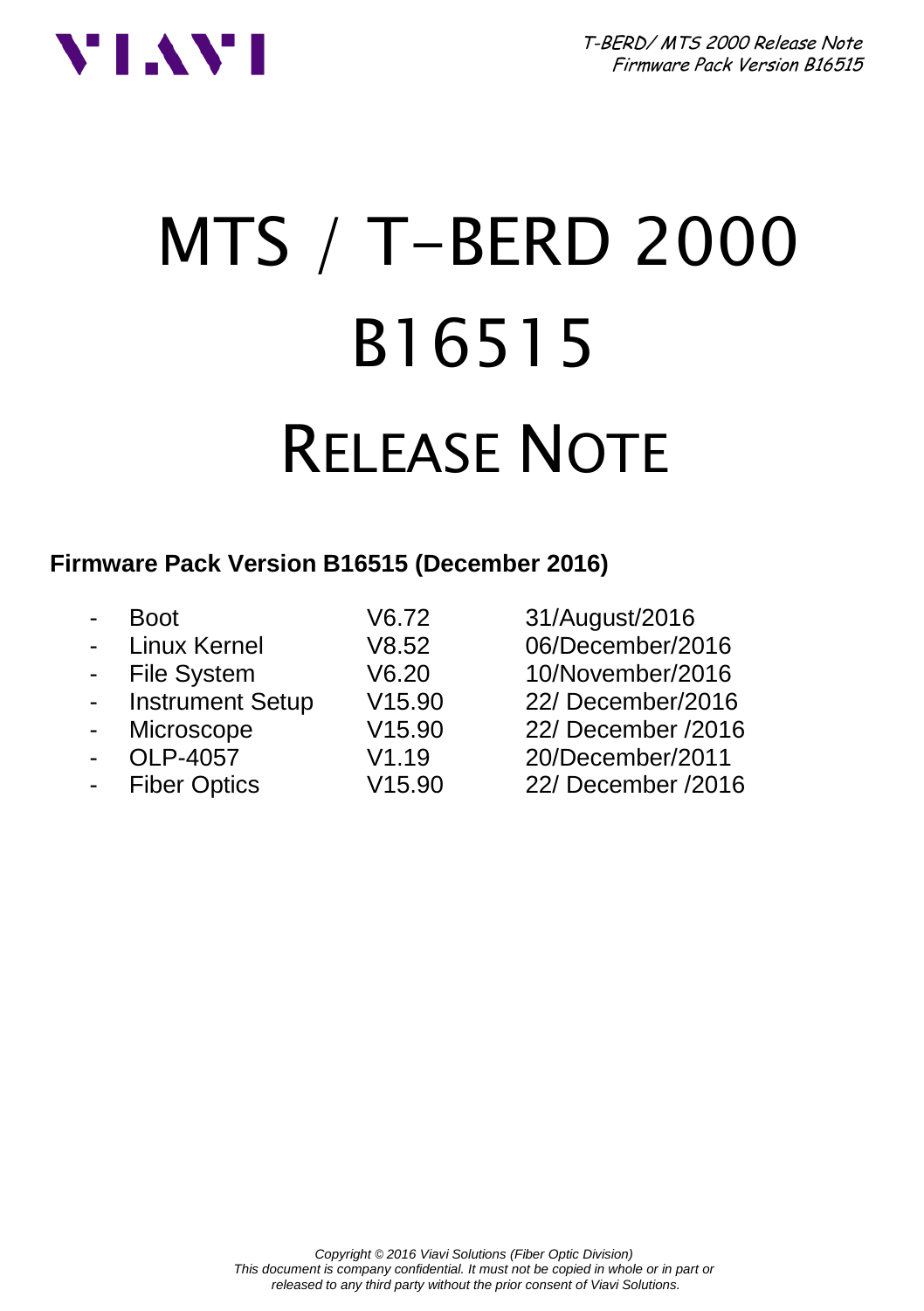# MTS / T-BERD 2000

# B16515

# RELEASE NOTE

**Firmware Pack Version B16515 (December 2016)**

| | | |
|---|---|---|
| - Boot | V6.72 | 31/August/2016 |
| - Linux Kernel | V8.52 | 06/December/2016 |
| - File System | V6.20 | 10/November/2016 |
| - Instrument Setup | V15.90 | 22/ December/2016 |
| - Microscope | V15.90 | 22/ December /2016 |
| - OLP-4057 | V1.19 | 20/December/2011 |
| - Fiber Optics | V15.90 | 22/ December /2016 |

*Copyright © 2016 Viavi Solutions (Fiber Optic Division)*
*This document is company confidential. It must not be copied in whole or in part or released to any third party without the prior consent of Viavi Solutions.*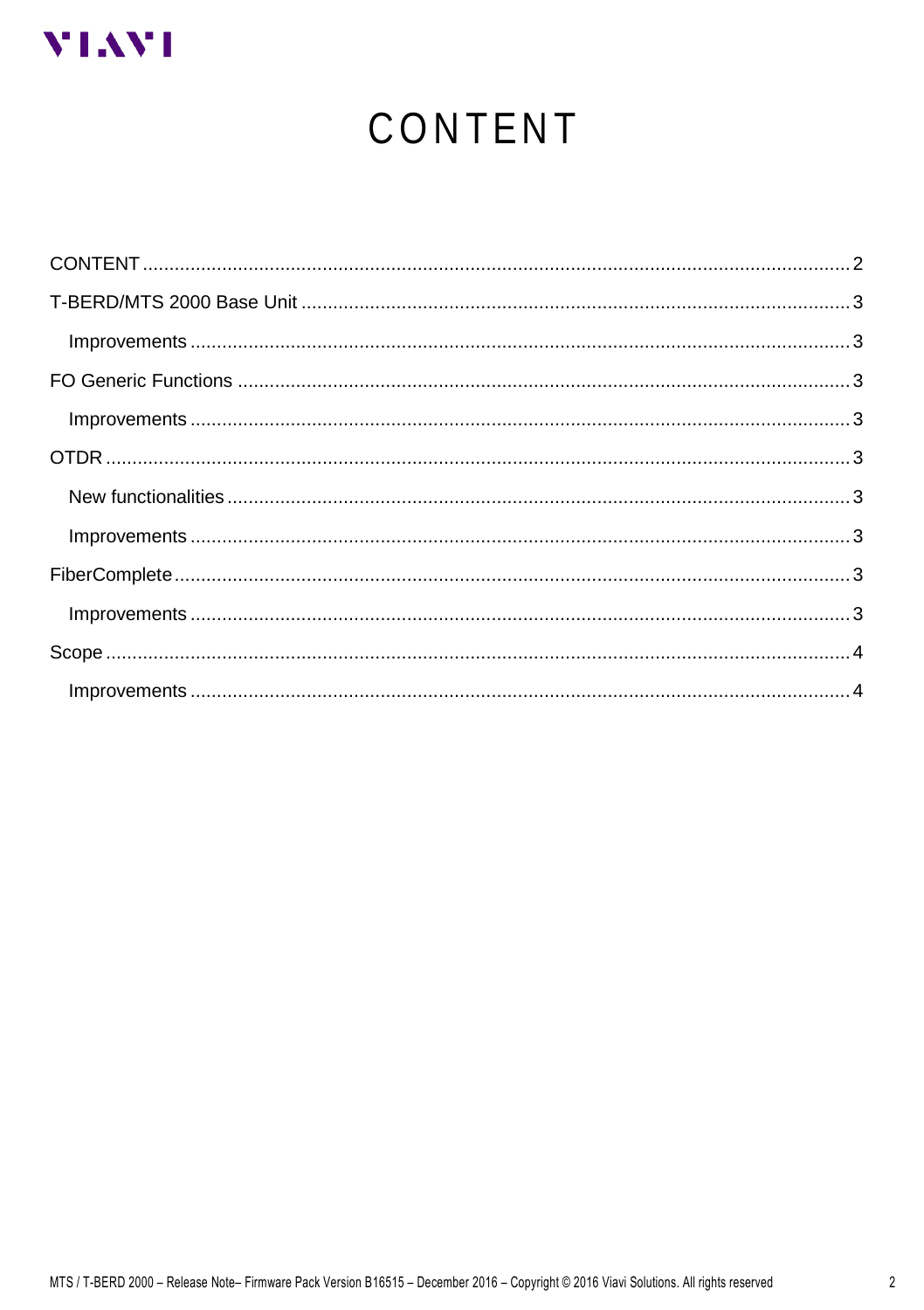# CONTENT

CONTENT ........................................................................................................................................ 2

T-BERD/MTS 2000 Base Unit ....................................................................................................... 3

  Improvements ........................................................................................................................... 3

FO Generic Functions .................................................................................................................. 3

  Improvements ........................................................................................................................... 3

OTDR ........................................................................................................................................... 3

  New functionalities .................................................................................................................... 3

  Improvements ........................................................................................................................... 3

FiberComplete .............................................................................................................................. 3

  Improvements ........................................................................................................................... 3

Scope ........................................................................................................................................... 4

  Improvements ........................................................................................................................... 4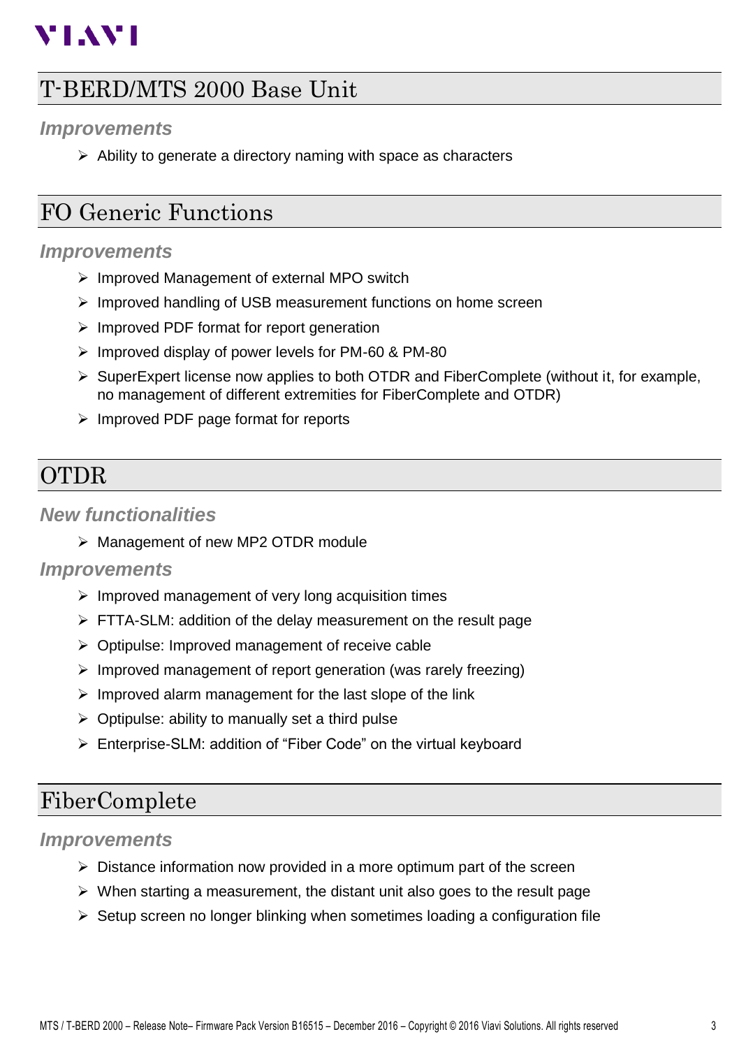## T-BERD/MTS 2000 Base Unit

### *Improvements*

- Ability to generate a directory naming with space as characters

## FO Generic Functions

### *Improvements*

- Improved Management of external MPO switch
- Improved handling of USB measurement functions on home screen
- Improved PDF format for report generation
- Improved display of power levels for PM-60 & PM-80
- SuperExpert license now applies to both OTDR and FiberComplete (without it, for example, no management of different extremities for FiberComplete and OTDR)
- Improved PDF page format for reports

## OTDR

### *New functionalities*

- Management of new MP2 OTDR module

### *Improvements*

- Improved management of very long acquisition times
- FTTA-SLM: addition of the delay measurement on the result page
- Optipulse: Improved management of receive cable
- Improved management of report generation (was rarely freezing)
- Improved alarm management for the last slope of the link
- Optipulse: ability to manually set a third pulse
- Enterprise-SLM: addition of "Fiber Code" on the virtual keyboard

## FiberComplete

### *Improvements*

- Distance information now provided in a more optimum part of the screen
- When starting a measurement, the distant unit also goes to the result page
- Setup screen no longer blinking when sometimes loading a configuration file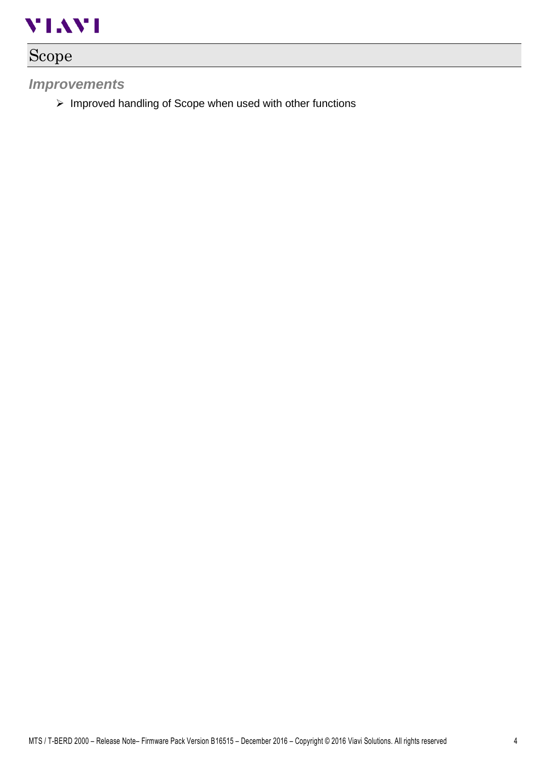# Scope

### *Improvements*

- Improved handling of Scope when used with other functions